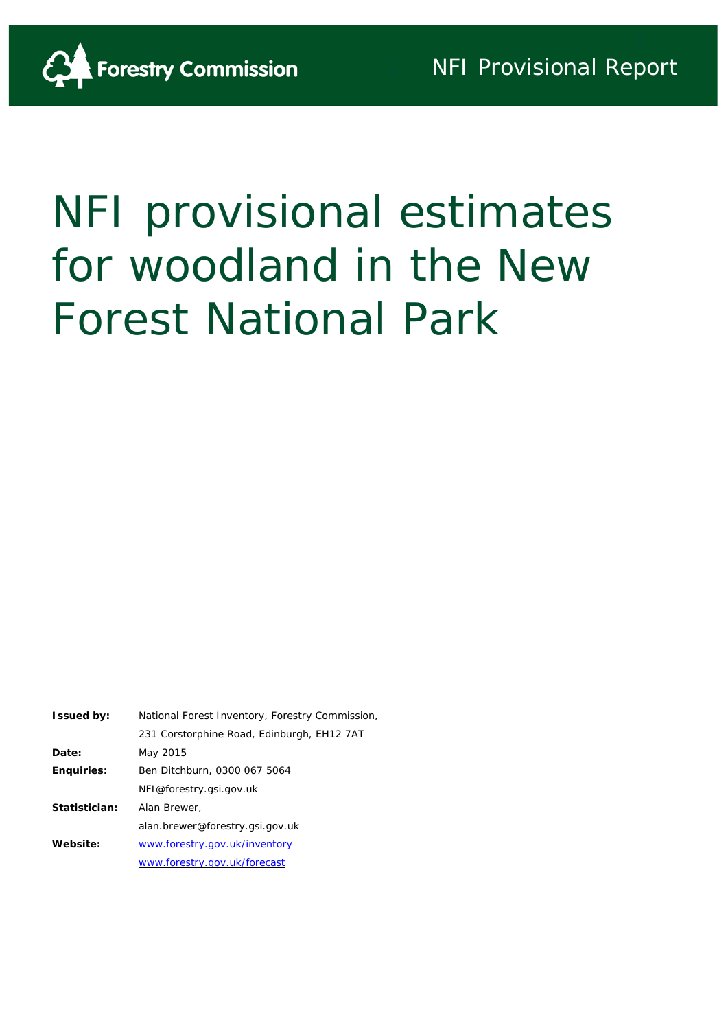Forestry Commission

NFI Provisional Report

# NFI provisional estimates for woodland in the New Forest National Park

| | |
|---|---|
| **Issued by:** | National Forest Inventory, Forestry Commission, |
| | 231 Corstorphine Road, Edinburgh, EH12 7AT |
| **Date:** | May 2015 |
| **Enquiries:** | Ben Ditchburn, 0300 067 5064 |
| | NFI@forestry.gsi.gov.uk |
| **Statistician:** | Alan Brewer, |
| | alan.brewer@forestry.gsi.gov.uk |
| **Website:** | www.forestry.gov.uk/inventory |
| | www.forestry.gov.uk/forecast |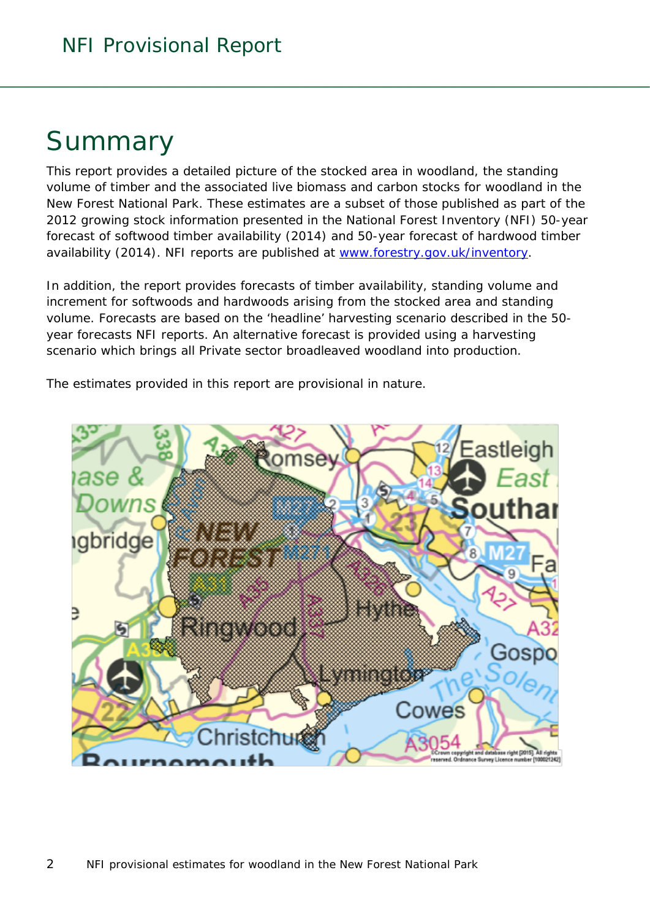# Summary

This report provides a detailed picture of the stocked area in woodland, the standing volume of timber and the associated live biomass and carbon stocks for woodland in the New Forest National Park. These estimates are a subset of those published as part of the 2012 growing stock information presented in the National Forest Inventory (NFI) 50-year forecast of softwood timber availability (2014) and 50-year forecast of hardwood timber availability (2014). NFI reports are published at www.forestry.gov.uk/inventory.

In addition, the report provides forecasts of timber availability, standing volume and increment for softwoods and hardwoods arising from the stocked area and standing volume. Forecasts are based on the 'headline' harvesting scenario described in the 50-year forecasts NFI reports. An alternative forecast is provided using a harvesting scenario which brings all Private sector broadleaved woodland into production.

The estimates provided in this report are provisional in nature.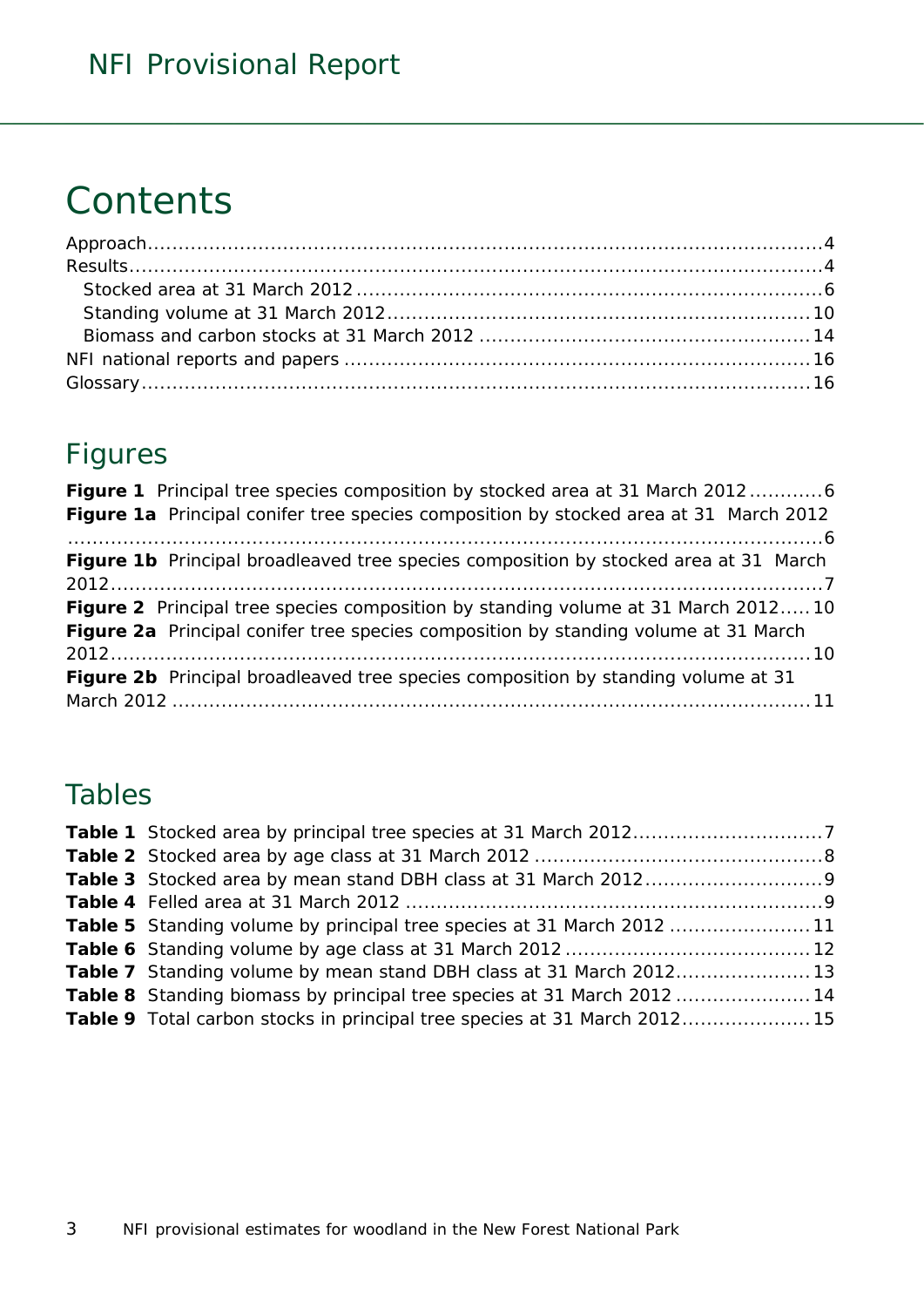# Contents

Approach....................................................................................................4
Results........................................................................................................4
   Stocked area at 31 March 2012 ..........................................................6
   Standing volume at 31 March 2012....................................................10
   Biomass and carbon stocks at 31 March 2012 ......................................14
NFI national reports and papers .............................................................16
Glossary.....................................................................................................16

## Figures

**Figure 1** Principal tree species composition by stocked area at 31 March 2012............6
**Figure 1a** Principal conifer tree species composition by stocked area at 31 March 2012 ..........................................................................................................6
**Figure 1b** Principal broadleaved tree species composition by stocked area at 31 March 2012.............................................................................................................7
**Figure 2** Principal tree species composition by standing volume at 31 March 2012.....10
**Figure 2a** Principal conifer tree species composition by standing volume at 31 March 2012............................................................................................................10
**Figure 2b** Principal broadleaved tree species composition by standing volume at 31 March 2012 ..................................................................................................11

## Tables

**Table 1** Stocked area by principal tree species at 31 March 2012..............................7
**Table 2** Stocked area by age class at 31 March 2012 ...............................................8
**Table 3** Stocked area by mean stand DBH class at 31 March 2012.............................9
**Table 4** Felled area at 31 March 2012 ....................................................................9
**Table 5** Standing volume by principal tree species at 31 March 2012 .......................11
**Table 6** Standing volume by age class at 31 March 2012 ........................................12
**Table 7** Standing volume by mean stand DBH class at 31 March 2012......................13
**Table 8** Standing biomass by principal tree species at 31 March 2012 ......................14
**Table 9** Total carbon stocks in principal tree species at 31 March 2012.....................15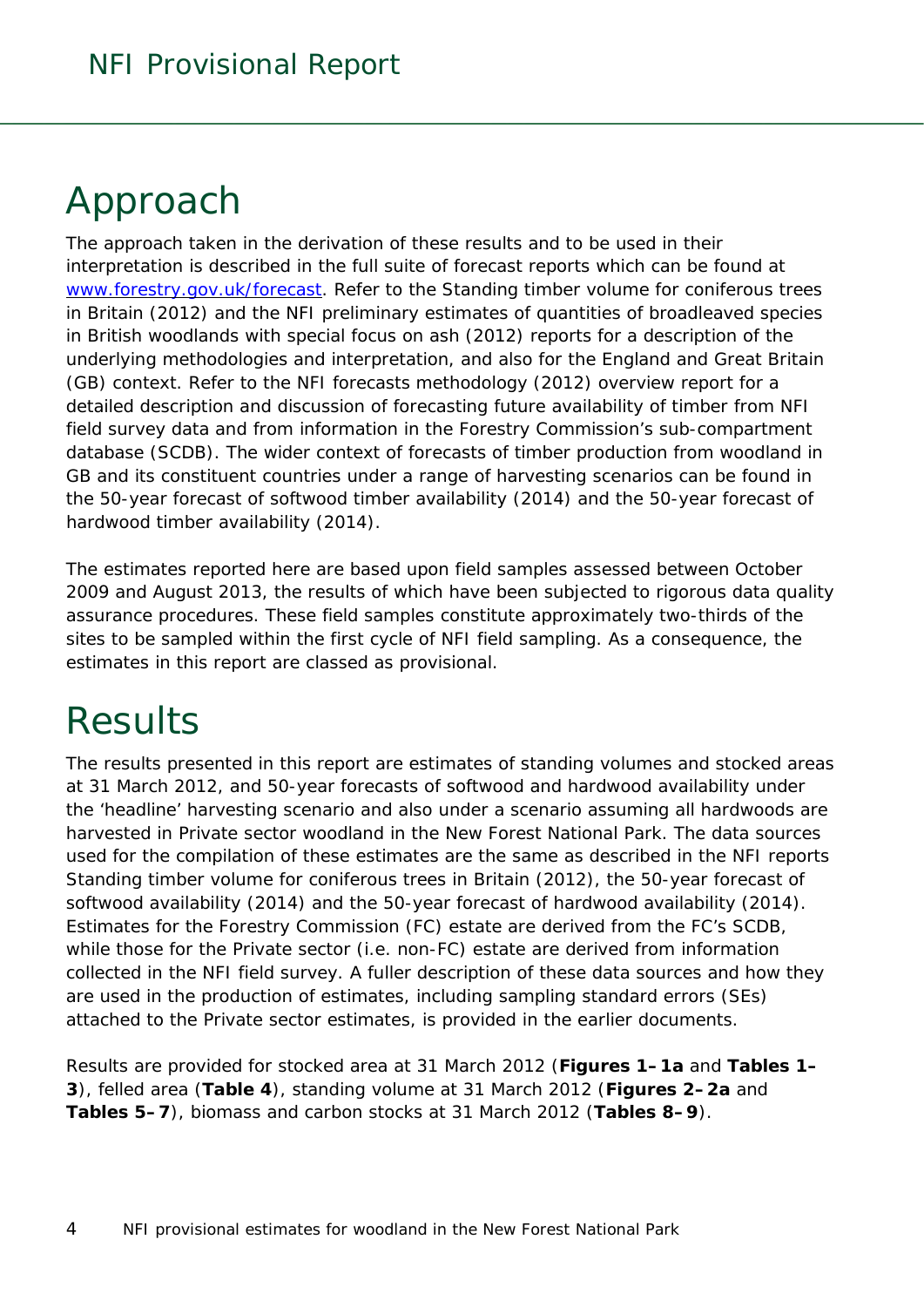# Approach

The approach taken in the derivation of these results and to be used in their interpretation is described in the full suite of forecast reports which can be found at [www.forestry.gov.uk/forecast](www.forestry.gov.uk/forecast). Refer to the Standing timber volume for coniferous trees in Britain (2012) and the NFI preliminary estimates of quantities of broadleaved species in British woodlands with special focus on ash (2012) reports for a description of the underlying methodologies and interpretation, and also for the England and Great Britain (GB) context. Refer to the NFI forecasts methodology (2012) overview report for a detailed description and discussion of forecasting future availability of timber from NFI field survey data and from information in the Forestry Commission's sub-compartment database (SCDB). The wider context of forecasts of timber production from woodland in GB and its constituent countries under a range of harvesting scenarios can be found in the 50-year forecast of softwood timber availability (2014) and the 50-year forecast of hardwood timber availability (2014).

The estimates reported here are based upon field samples assessed between October 2009 and August 2013, the results of which have been subjected to rigorous data quality assurance procedures. These field samples constitute approximately two-thirds of the sites to be sampled within the first cycle of NFI field sampling. As a consequence, the estimates in this report are classed as provisional.

# Results

The results presented in this report are estimates of standing volumes and stocked areas at 31 March 2012, and 50-year forecasts of softwood and hardwood availability under the 'headline' harvesting scenario and also under a scenario assuming all hardwoods are harvested in Private sector woodland in the New Forest National Park. The data sources used for the compilation of these estimates are the same as described in the NFI reports Standing timber volume for coniferous trees in Britain (2012), the 50-year forecast of softwood availability (2014) and the 50-year forecast of hardwood availability (2014). Estimates for the Forestry Commission (FC) estate are derived from the FC's SCDB, while those for the Private sector (i.e. non-FC) estate are derived from information collected in the NFI field survey. A fuller description of these data sources and how they are used in the production of estimates, including sampling standard errors (SEs) attached to the Private sector estimates, is provided in the earlier documents.

Results are provided for stocked area at 31 March 2012 (**Figures 1–1a** and **Tables 1–3**), felled area (**Table 4**), standing volume at 31 March 2012 (**Figures 2–2a** and **Tables 5–7**), biomass and carbon stocks at 31 March 2012 (**Tables 8–9**).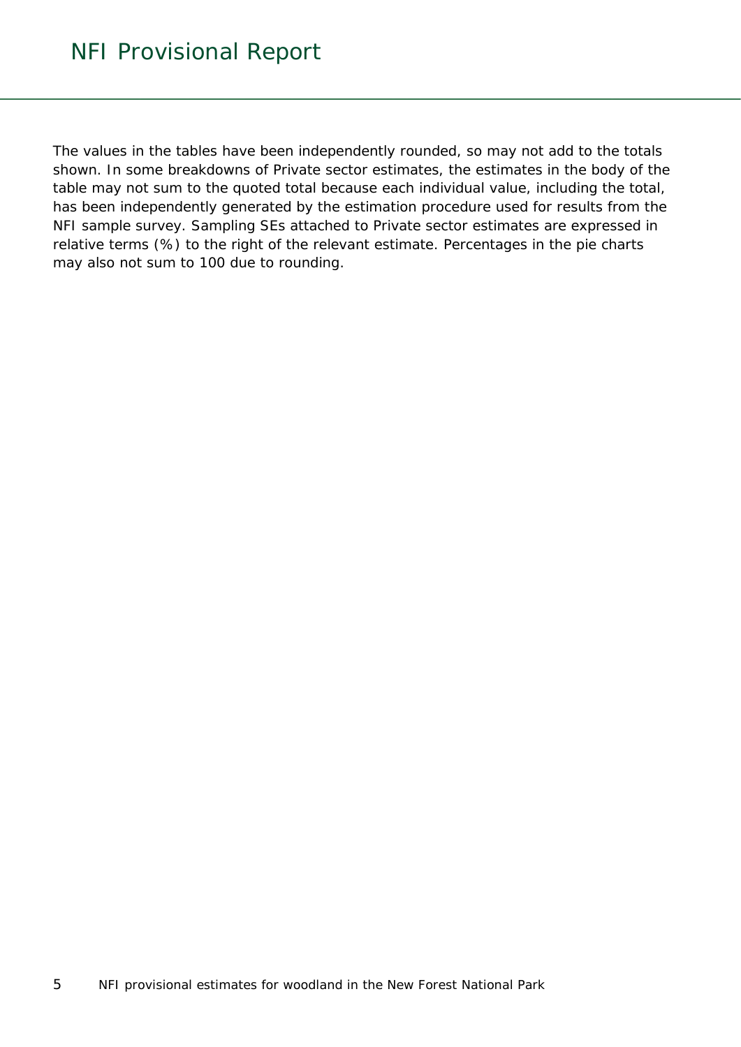The values in the tables have been independently rounded, so may not add to the totals shown. In some breakdowns of Private sector estimates, the estimates in the body of the table may not sum to the quoted total because each individual value, including the total, has been independently generated by the estimation procedure used for results from the NFI sample survey. Sampling SEs attached to Private sector estimates are expressed in relative terms (%) to the right of the relevant estimate. Percentages in the pie charts may also not sum to 100 due to rounding.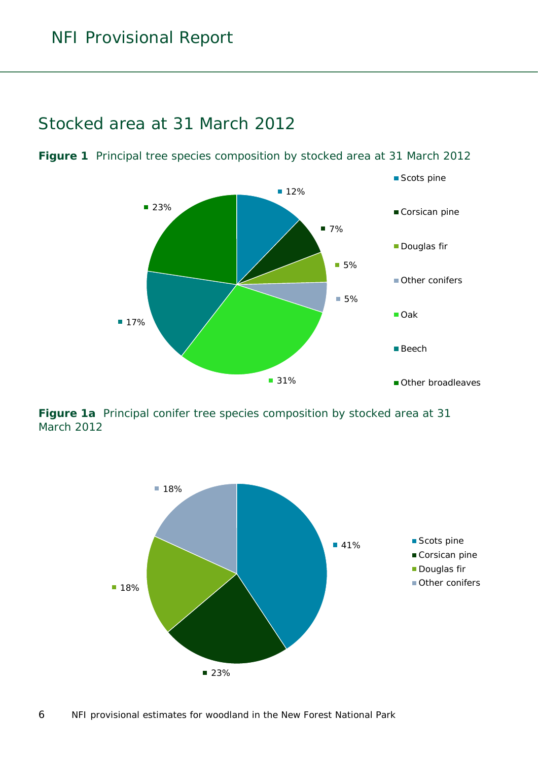## Stocked area at 31 March 2012

**Figure 1** Principal tree species composition by stocked area at 31 March 2012

| Species | % |
|---|---|
| Scots pine | 12% |
| Corsican pine | 7% |
| Douglas fir | 5% |
| Other conifers | 5% |
| Oak | 31% |
| Beech | 17% |
| Other broadleaves | 23% |

**Figure 1a** Principal conifer tree species composition by stocked area at 31 March 2012

| Species | % |
|---|---|
| Scots pine | 41% |
| Corsican pine | 23% |
| Douglas fir | 18% |
| Other conifers | 18% |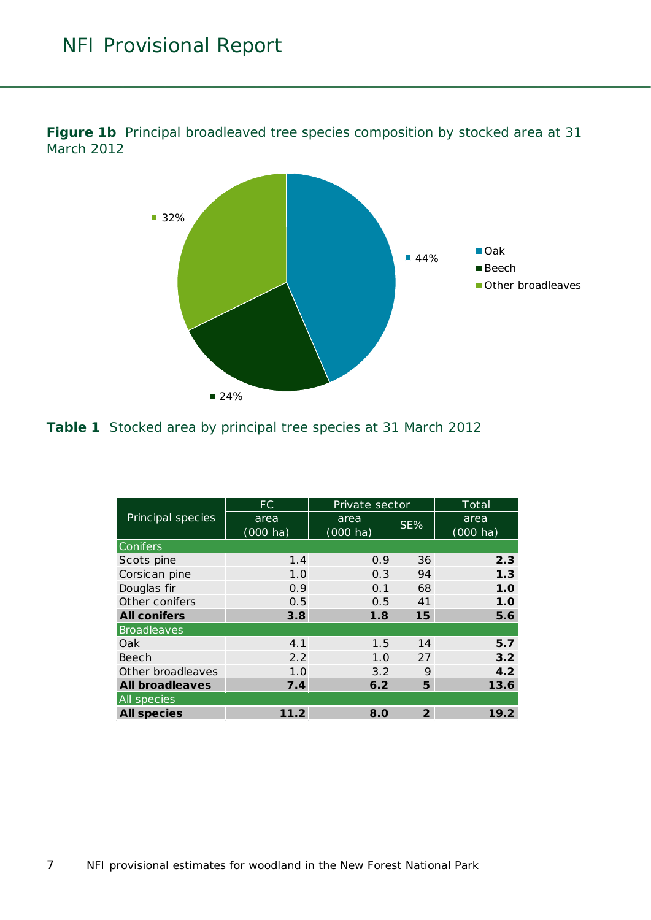**Figure 1b** Principal broadleaved tree species composition by stocked area at 31 March 2012

- Oak: 44%
- Beech: 24%
- Other broadleaves: 32%

**Table 1** Stocked area by principal tree species at 31 March 2012

| Principal species | FC | Private sector | | Total |
|---|---|---|---|---|
| | area (000 ha) | area (000 ha) | SE% | area (000 ha) |
| Conifers | | | | |
| Scots pine | 1.4 | 0.9 | 36 | **2.3** |
| Corsican pine | 1.0 | 0.3 | 94 | **1.3** |
| Douglas fir | 0.9 | 0.1 | 68 | **1.0** |
| Other conifers | 0.5 | 0.5 | 41 | **1.0** |
| **All conifers** | **3.8** | **1.8** | **15** | **5.6** |
| Broadleaves | | | | |
| Oak | 4.1 | 1.5 | 14 | **5.7** |
| Beech | 2.2 | 1.0 | 27 | **3.2** |
| Other broadleaves | 1.0 | 3.2 | 9 | **4.2** |
| **All broadleaves** | **7.4** | **6.2** | **5** | **13.6** |
| All species | | | | |
| **All species** | **11.2** | **8.0** | **2** | **19.2** |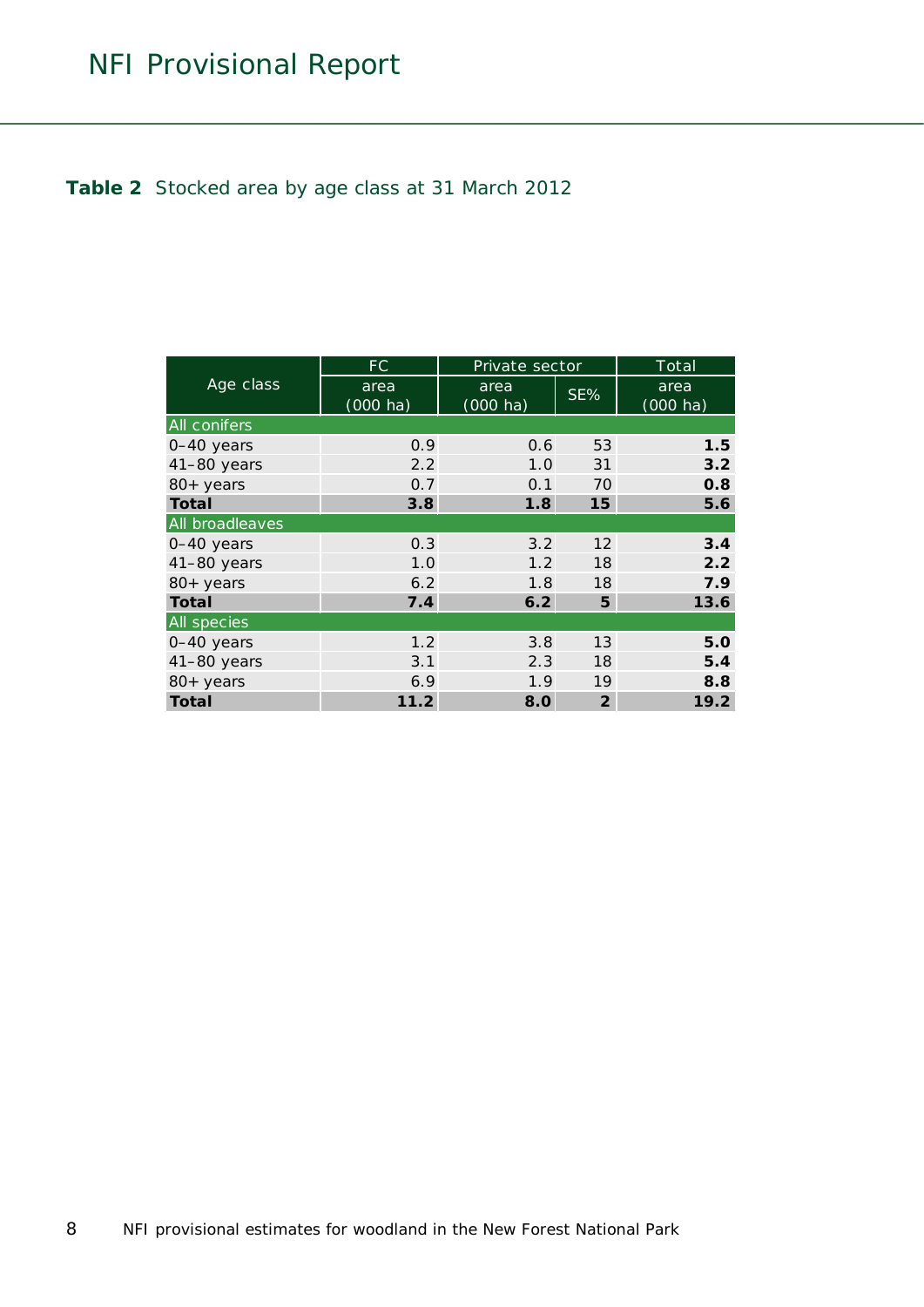**Table 2** Stocked area by age class at 31 March 2012

| Age class | FC | Private sector | | Total |
|---|---|---|---|---|
| | area (000 ha) | area (000 ha) | SE% | area (000 ha) |
| All conifers | | | | |
| 0–40 years | 0.9 | 0.6 | 53 | **1.5** |
| 41–80 years | 2.2 | 1.0 | 31 | **3.2** |
| 80+ years | 0.7 | 0.1 | 70 | **0.8** |
| **Total** | **3.8** | **1.8** | **15** | **5.6** |
| All broadleaves | | | | |
| 0–40 years | 0.3 | 3.2 | 12 | **3.4** |
| 41–80 years | 1.0 | 1.2 | 18 | **2.2** |
| 80+ years | 6.2 | 1.8 | 18 | **7.9** |
| **Total** | **7.4** | **6.2** | **5** | **13.6** |
| All species | | | | |
| 0–40 years | 1.2 | 3.8 | 13 | **5.0** |
| 41–80 years | 3.1 | 2.3 | 18 | **5.4** |
| 80+ years | 6.9 | 1.9 | 19 | **8.8** |
| **Total** | **11.2** | **8.0** | **2** | **19.2** |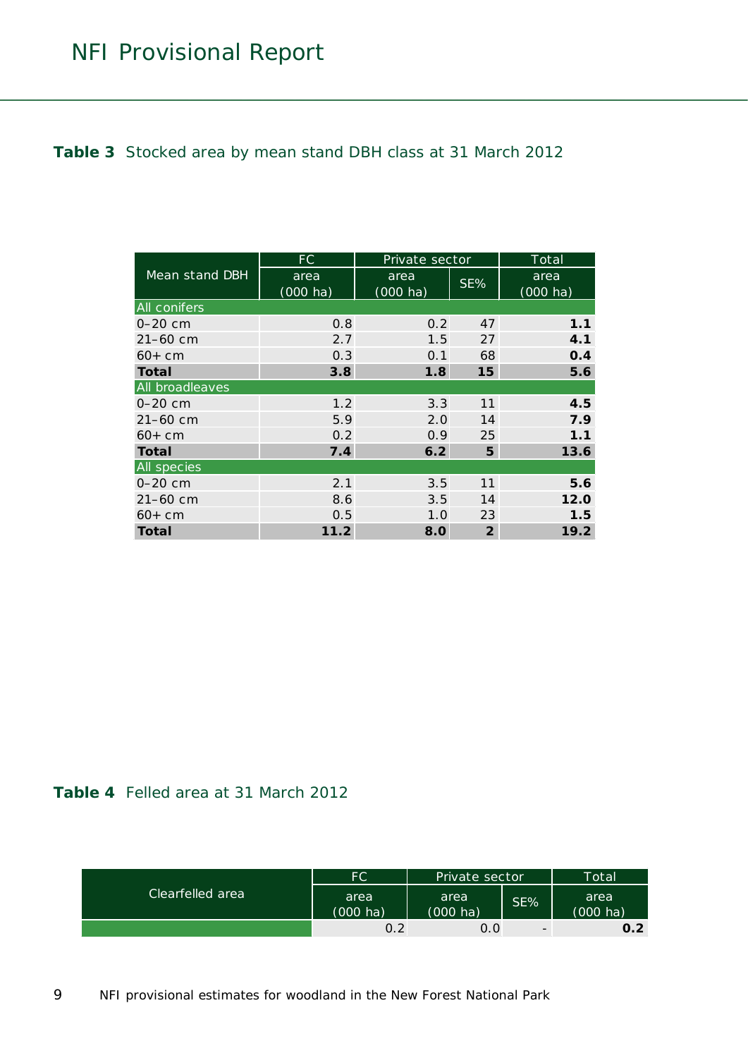**Table 3** Stocked area by mean stand DBH class at 31 March 2012

| Mean stand DBH | FC | Private sector | | Total |
|---|---|---|---|---|
| | area (000 ha) | area (000 ha) | SE% | area (000 ha) |
| All conifers | | | | |
| 0–20 cm | 0.8 | 0.2 | 47 | **1.1** |
| 21–60 cm | 2.7 | 1.5 | 27 | **4.1** |
| 60+ cm | 0.3 | 0.1 | 68 | **0.4** |
| **Total** | **3.8** | **1.8** | **15** | **5.6** |
| All broadleaves | | | | |
| 0–20 cm | 1.2 | 3.3 | 11 | **4.5** |
| 21–60 cm | 5.9 | 2.0 | 14 | **7.9** |
| 60+ cm | 0.2 | 0.9 | 25 | **1.1** |
| **Total** | **7.4** | **6.2** | **5** | **13.6** |
| All species | | | | |
| 0–20 cm | 2.1 | 3.5 | 11 | **5.6** |
| 21–60 cm | 8.6 | 3.5 | 14 | **12.0** |
| 60+ cm | 0.5 | 1.0 | 23 | **1.5** |
| **Total** | **11.2** | **8.0** | **2** | **19.2** |

**Table 4** Felled area at 31 March 2012

| Clearfelled area | FC | Private sector | | Total |
|---|---|---|---|---|
| | area (000 ha) | area (000 ha) | SE% | area (000 ha) |
| | 0.2 | 0.0 | - | **0.2** |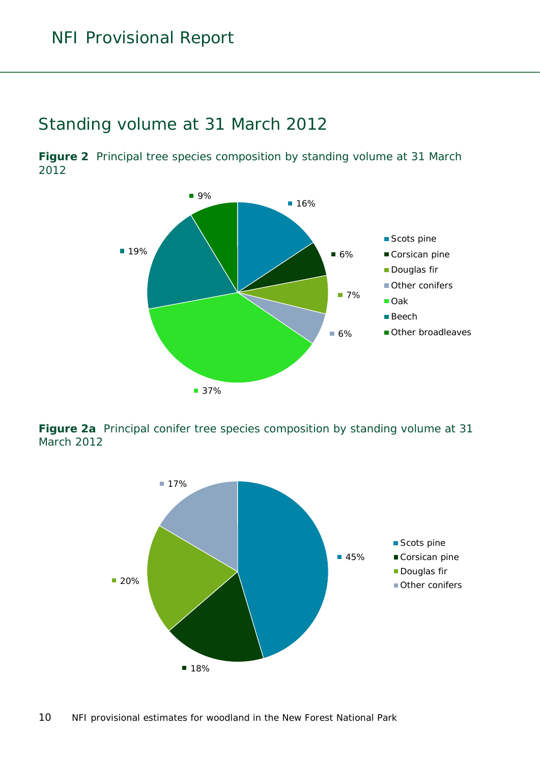## Standing volume at 31 March 2012

**Figure 2** Principal tree species composition by standing volume at 31 March 2012

| Species | Percentage |
|---|---|
| Scots pine | 16% |
| Corsican pine | 6% |
| Douglas fir | 7% |
| Other conifers | 6% |
| Oak | 37% |
| Beech | 19% |
| Other broadleaves | 9% |

**Figure 2a** Principal conifer tree species composition by standing volume at 31 March 2012

| Species | Percentage |
|---|---|
| Scots pine | 45% |
| Corsican pine | 18% |
| Douglas fir | 20% |
| Other conifers | 17% |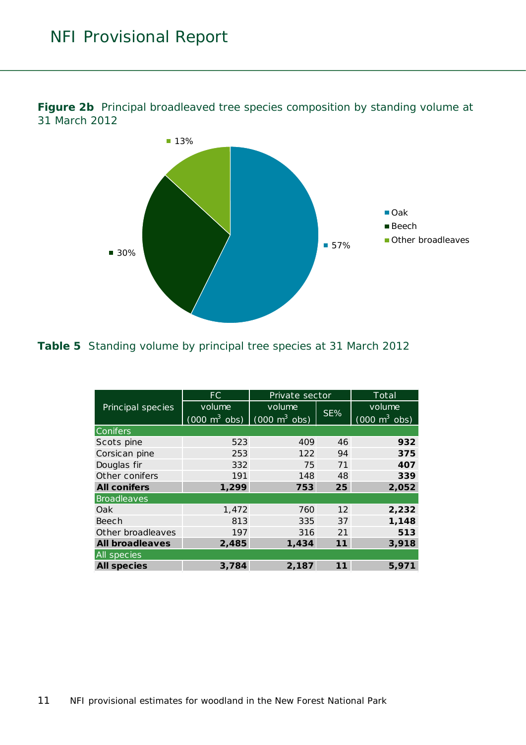**Figure 2b** Principal broadleaved tree species composition by standing volume at 31 March 2012

**Table 5** Standing volume by principal tree species at 31 March 2012

| Principal species | FC | Private sector | | Total |
|---|---|---|---|---|
| | volume (000 $m^3$ obs) | volume (000 $m^3$ obs) | SE% | volume (000 $m^3$ obs) |
| **Conifers** | | | | |
| Scots pine | 523 | 409 | 46 | **932** |
| Corsican pine | 253 | 122 | 94 | **375** |
| Douglas fir | 332 | 75 | 71 | **407** |
| Other conifers | 191 | 148 | 48 | **339** |
| **All conifers** | **1,299** | **753** | **25** | **2,052** |
| **Broadleaves** | | | | |
| Oak | 1,472 | 760 | 12 | **2,232** |
| Beech | 813 | 335 | 37 | **1,148** |
| Other broadleaves | 197 | 316 | 21 | **513** |
| **All broadleaves** | **2,485** | **1,434** | **11** | **3,918** |
| **All species** | | | | |
| **All species** | **3,784** | **2,187** | **11** | **5,971** |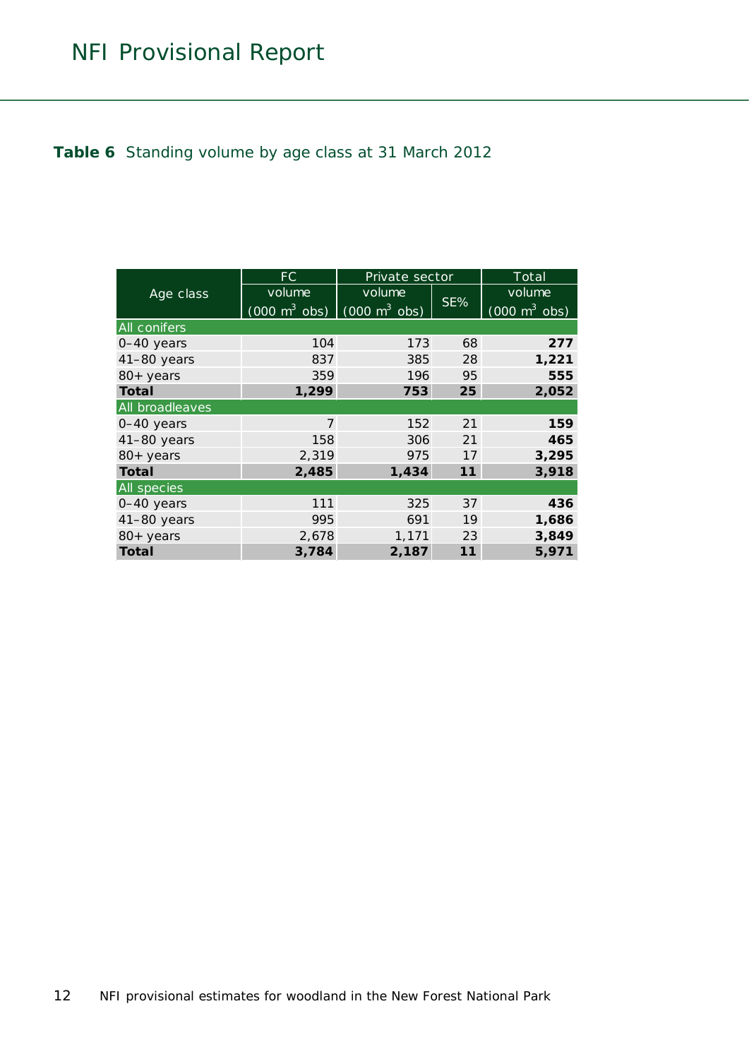**Table 6** Standing volume by age class at 31 March 2012

| Age class | FC volume (000 $m^3$ obs) | Private sector volume (000 $m^3$ obs) | Private sector SE% | Total volume (000 $m^3$ obs) |
|---|---|---|---|---|
| **All conifers** | | | | |
| 0–40 years | 104 | 173 | 68 | **277** |
| 41–80 years | 837 | 385 | 28 | **1,221** |
| 80+ years | 359 | 196 | 95 | **555** |
| **Total** | **1,299** | **753** | **25** | **2,052** |
| **All broadleaves** | | | | |
| 0–40 years | 7 | 152 | 21 | **159** |
| 41–80 years | 158 | 306 | 21 | **465** |
| 80+ years | 2,319 | 975 | 17 | **3,295** |
| **Total** | **2,485** | **1,434** | **11** | **3,918** |
| **All species** | | | | |
| 0–40 years | 111 | 325 | 37 | **436** |
| 41–80 years | 995 | 691 | 19 | **1,686** |
| 80+ years | 2,678 | 1,171 | 23 | **3,849** |
| **Total** | **3,784** | **2,187** | **11** | **5,971** |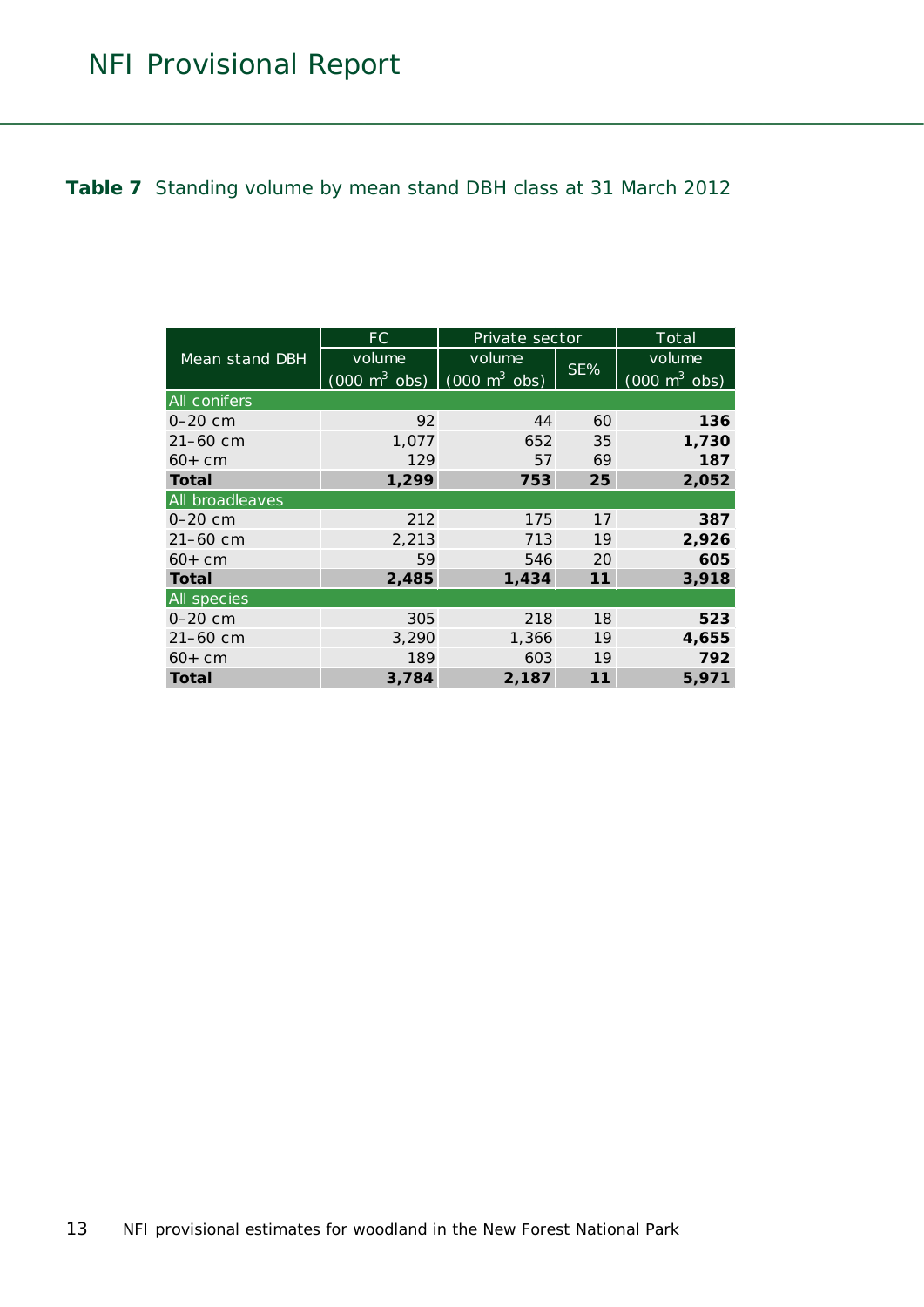**Table 7** Standing volume by mean stand DBH class at 31 March 2012

| Mean stand DBH | FC | Private sector | | Total |
|---|---|---|---|---|
| | volume (000 m$^3$ obs) | volume (000 m$^3$ obs) | SE% | volume (000 m$^3$ obs) |
| All conifers | | | | |
| 0–20 cm | 92 | 44 | 60 | **136** |
| 21–60 cm | 1,077 | 652 | 35 | **1,730** |
| 60+ cm | 129 | 57 | 69 | **187** |
| **Total** | **1,299** | **753** | **25** | **2,052** |
| All broadleaves | | | | |
| 0–20 cm | 212 | 175 | 17 | **387** |
| 21–60 cm | 2,213 | 713 | 19 | **2,926** |
| 60+ cm | 59 | 546 | 20 | **605** |
| **Total** | **2,485** | **1,434** | **11** | **3,918** |
| All species | | | | |
| 0–20 cm | 305 | 218 | 18 | **523** |
| 21–60 cm | 3,290 | 1,366 | 19 | **4,655** |
| 60+ cm | 189 | 603 | 19 | **792** |
| **Total** | **3,784** | **2,187** | **11** | **5,971** |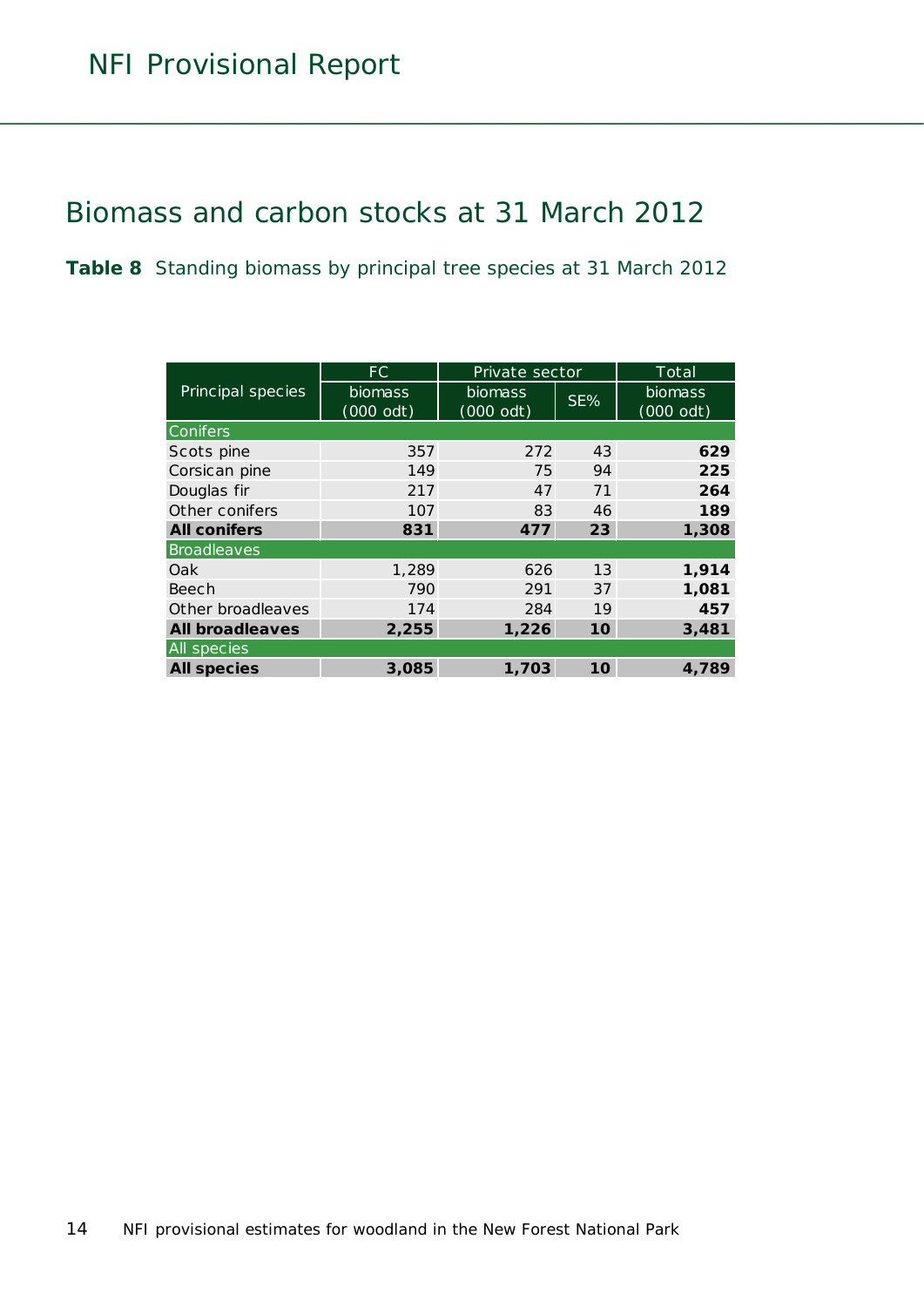## Biomass and carbon stocks at 31 March 2012

**Table 8** Standing biomass by principal tree species at 31 March 2012

| Principal species | FC | Private sector | | Total |
|---|---|---|---|---|
| | biomass (000 odt) | biomass (000 odt) | SE% | biomass (000 odt) |
| **Conifers** | | | | |
| Scots pine | 357 | 272 | 43 | **629** |
| Corsican pine | 149 | 75 | 94 | **225** |
| Douglas fir | 217 | 47 | 71 | **264** |
| Other conifers | 107 | 83 | 46 | **189** |
| **All conifers** | **831** | **477** | **23** | **1,308** |
| **Broadleaves** | | | | |
| Oak | 1,289 | 626 | 13 | **1,914** |
| Beech | 790 | 291 | 37 | **1,081** |
| Other broadleaves | 174 | 284 | 19 | **457** |
| **All broadleaves** | **2,255** | **1,226** | **10** | **3,481** |
| **All species** | | | | |
| **All species** | **3,085** | **1,703** | **10** | **4,789** |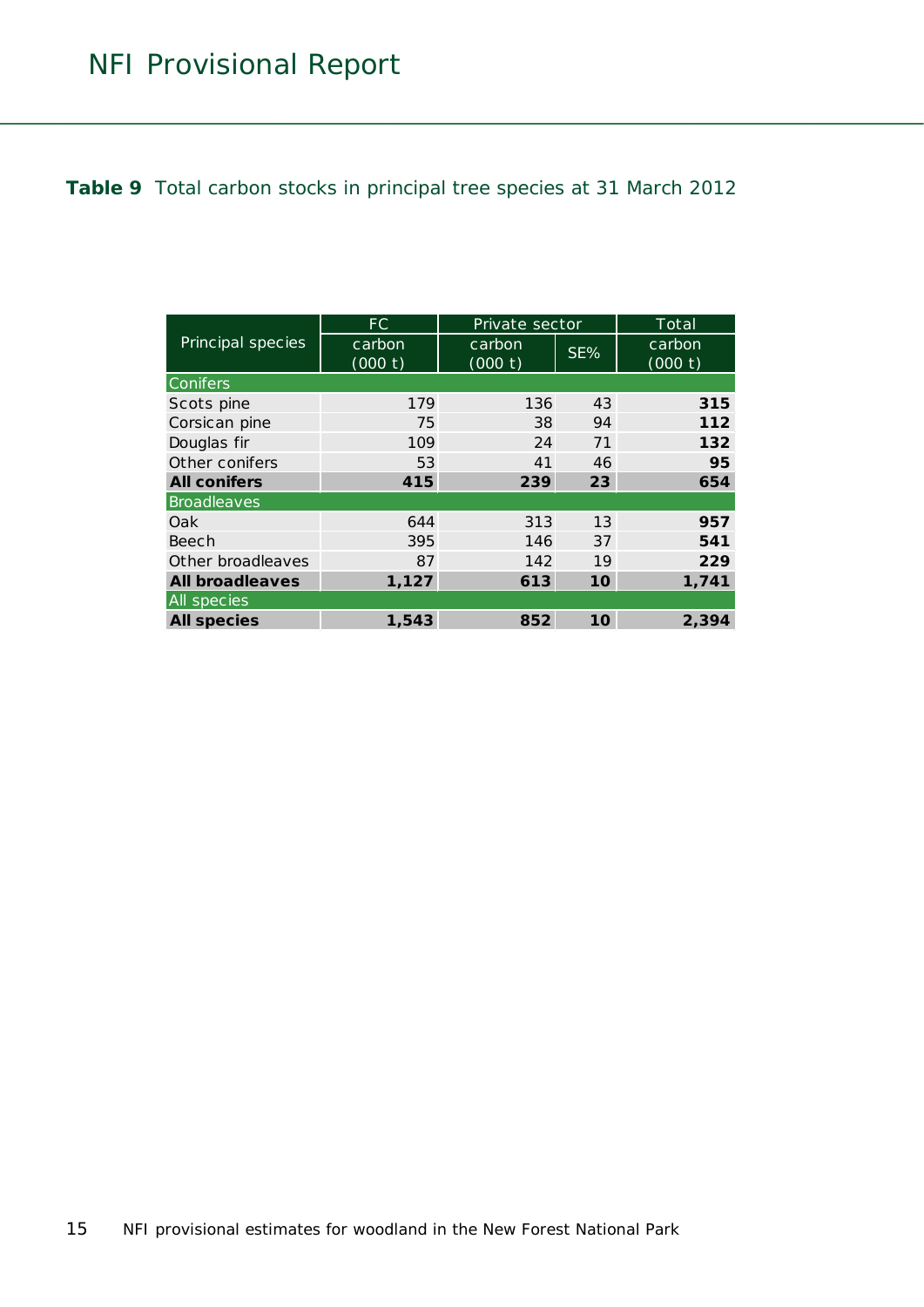**Table 9** Total carbon stocks in principal tree species at 31 March 2012

| Principal species | FC | Private sector | | Total |
|---|---|---|---|---|
| | carbon (000 t) | carbon (000 t) | SE% | carbon (000 t) |
| Conifers | | | | |
| Scots pine | 179 | 136 | 43 | **315** |
| Corsican pine | 75 | 38 | 94 | **112** |
| Douglas fir | 109 | 24 | 71 | **132** |
| Other conifers | 53 | 41 | 46 | **95** |
| **All conifers** | **415** | **239** | **23** | **654** |
| Broadleaves | | | | |
| Oak | 644 | 313 | 13 | **957** |
| Beech | 395 | 146 | 37 | **541** |
| Other broadleaves | 87 | 142 | 19 | **229** |
| **All broadleaves** | **1,127** | **613** | **10** | **1,741** |
| All species | | | | |
| **All species** | **1,543** | **852** | **10** | **2,394** |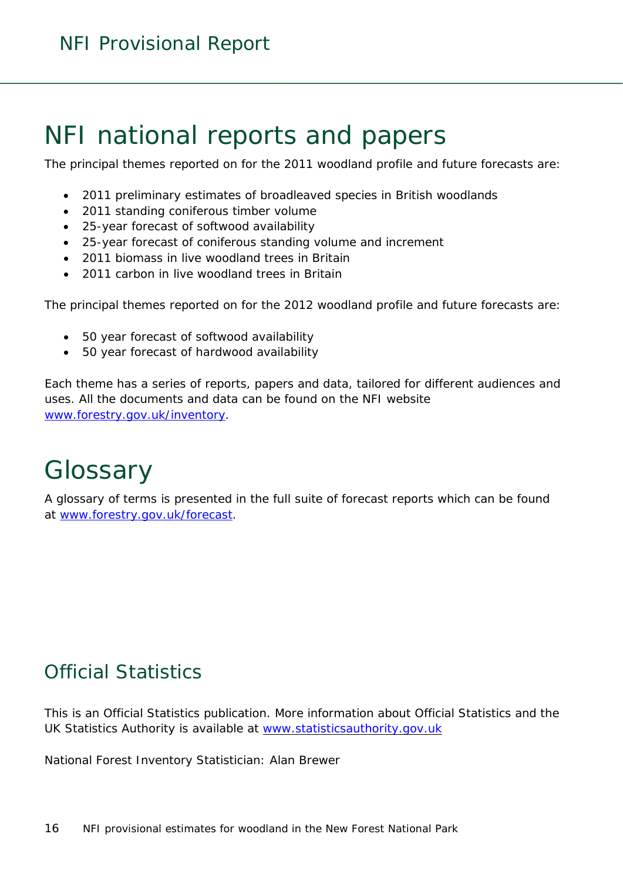# NFI national reports and papers

The principal themes reported on for the 2011 woodland profile and future forecasts are:

- 2011 preliminary estimates of broadleaved species in British woodlands
- 2011 standing coniferous timber volume
- 25-year forecast of softwood availability
- 25-year forecast of coniferous standing volume and increment
- 2011 biomass in live woodland trees in Britain
- 2011 carbon in live woodland trees in Britain

The principal themes reported on for the 2012 woodland profile and future forecasts are:

- 50 year forecast of softwood availability
- 50 year forecast of hardwood availability

Each theme has a series of reports, papers and data, tailored for different audiences and uses. All the documents and data can be found on the NFI website www.forestry.gov.uk/inventory.

# Glossary

A glossary of terms is presented in the full suite of forecast reports which can be found at www.forestry.gov.uk/forecast.

## Official Statistics

This is an Official Statistics publication. More information about Official Statistics and the UK Statistics Authority is available at www.statisticsauthority.gov.uk

National Forest Inventory Statistician: Alan Brewer